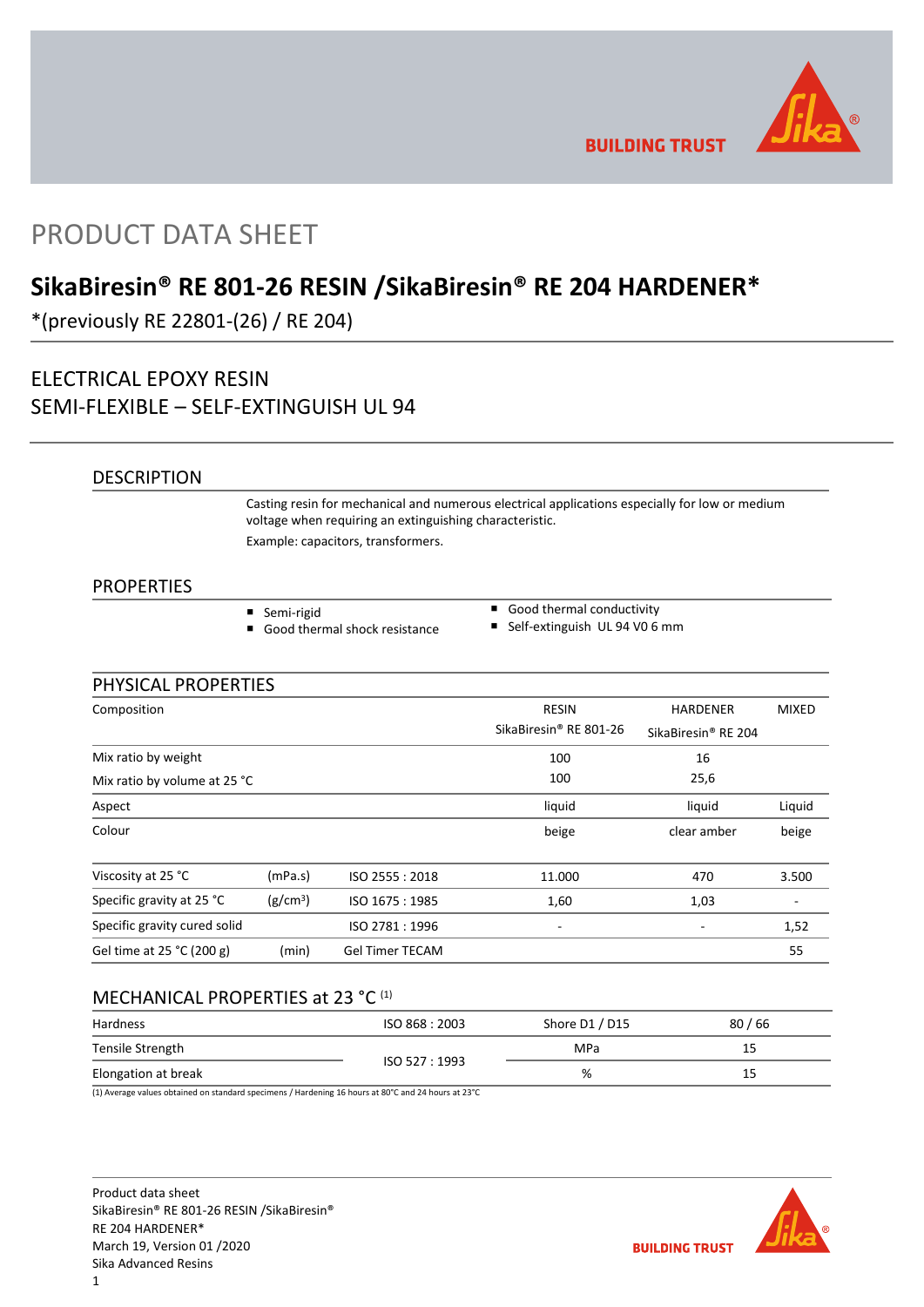PRODUCT DATA SHEET

# SikaBiresin® RE 801-26 RESIN /SikaBiresin® RE 204 HARDENER*

*(previously RE 22801-(26) / RE 204)

## ELECTRICAL EPOXY RESIN
## SEMI-FLEXIBLE – SELF-EXTINGUISH UL 94

## DESCRIPTION

Casting resin for mechanical and numerous electrical applications especially for low or medium voltage when requiring an extinguishing characteristic.

Example: capacitors, transformers.

## PROPERTIES

- Semi-rigid
- Good thermal shock resistance
- Good thermal conductivity
- Self-extinguish UL 94 V0 6 mm

## PHYSICAL PROPERTIES

| Composition | | | RESIN SikaBiresin® RE 801-26 | HARDENER SikaBiresin® RE 204 | MIXED |
|---|---|---|---|---|---|
| Mix ratio by weight | | | 100 | 16 | |
| Mix ratio by volume at 25 °C | | | 100 | 25,6 | |
| Aspect | | | liquid | liquid | Liquid |
| Colour | | | beige | clear amber | beige |
| Viscosity at 25 °C | (mPa.s) | ISO 2555 : 2018 | 11.000 | 470 | 3.500 |
| Specific gravity at 25 °C | (g/cm³) | ISO 1675 : 1985 | 1,60 | 1,03 | - |
| Specific gravity cured solid | | ISO 2781 : 1996 | - | - | 1,52 |
| Gel time at 25 °C (200 g) | (min) | Gel Timer TECAM | | | 55 |

## MECHANICAL PROPERTIES at 23 °C [(1)]

| Property | Standard | Unit | Value |
|---|---|---|---|
| Hardness | ISO 868 : 2003 | Shore D1 / D15 | 80 / 66 |
| Tensile Strength | ISO 527 : 1993 | MPa | 15 |
| Elongation at break | ISO 527 : 1993 | % | 15 |

(1) Average values obtained on standard specimens / Hardening 16 hours at 80°C and 24 hours at 23°C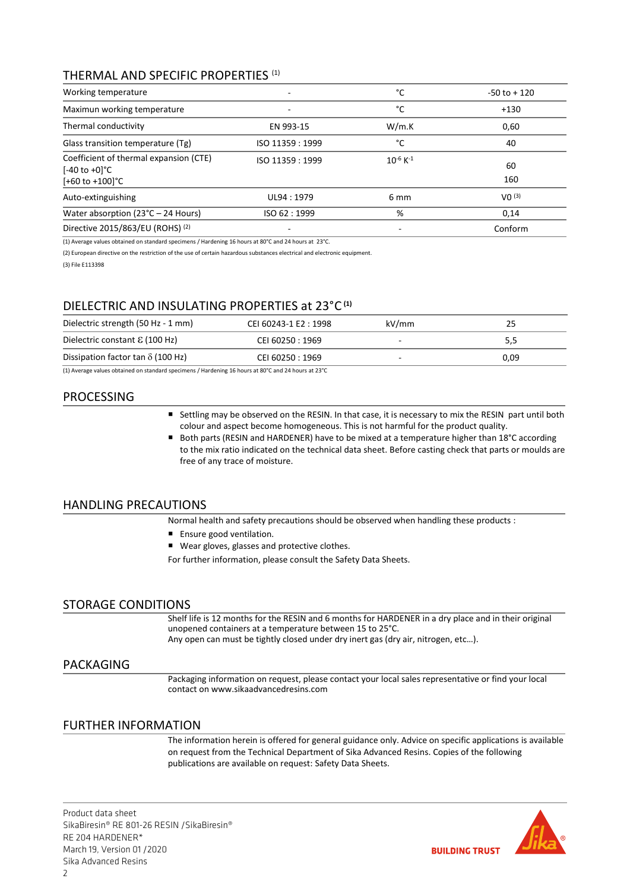## THERMAL AND SPECIFIC PROPERTIES [1]

| Working temperature | - | °C | -50 to + 120 |
|---|---|---|---|
| Maximun working temperature | - | °C | +130 |
| Thermal conductivity | EN 993-15 | W/m.K | 0,60 |
| Glass transition temperature (Tg) | ISO 11359 : 1999 | °C | 40 |
| Coefficient of thermal expansion (CTE) [-40 to +0]°C [+60 to +100]°C | ISO 11359 : 1999 | $10^{-6}$ $K^{-1}$ | 60<br>160 |
| Auto-extinguishing | UL94 : 1979 | 6 mm | V0 [3] |
| Water absorption (23°C – 24 Hours) | ISO 62 : 1999 | % | 0,14 |
| Directive 2015/863/EU (ROHS) [2] | - | - | Conform |

(1) Average values obtained on standard specimens / Hardening 16 hours at 80°C and 24 hours at 23°C.

(2) European directive on the restriction of the use of certain hazardous substances electrical and electronic equipment.

(3) File E113398

## DIELECTRIC AND INSULATING PROPERTIES at 23°C [1]

| Dielectric strength (50 Hz - 1 mm) | CEI 60243-1 E2 : 1998 | kV/mm | 25 |
|---|---|---|---|
| Dielectric constant ε (100 Hz) | CEI 60250 : 1969 | - | 5,5 |
| Dissipation factor tan δ (100 Hz) | CEI 60250 : 1969 | - | 0,09 |

(1) Average values obtained on standard specimens / Hardening 16 hours at 80°C and 24 hours at 23°C

## PROCESSING

- Settling may be observed on the RESIN. In that case, it is necessary to mix the RESIN part until both colour and aspect become homogeneous. This is not harmful for the product quality.
- Both parts (RESIN and HARDENER) have to be mixed at a temperature higher than 18°C according to the mix ratio indicated on the technical data sheet. Before casting check that parts or moulds are free of any trace of moisture.

## HANDLING PRECAUTIONS

Normal health and safety precautions should be observed when handling these products :

- Ensure good ventilation.
- Wear gloves, glasses and protective clothes.

For further information, please consult the Safety Data Sheets.

## STORAGE CONDITIONS

Shelf life is 12 months for the RESIN and 6 months for HARDENER in a dry place and in their original unopened containers at a temperature between 15 to 25°C.
Any open can must be tightly closed under dry inert gas (dry air, nitrogen, etc…).

## PACKAGING

Packaging information on request, please contact your local sales representative or find your local contact on www.sikaadvancedresins.com

## FURTHER INFORMATION

The information herein is offered for general guidance only. Advice on specific applications is available on request from the Technical Department of Sika Advanced Resins. Copies of the following publications are available on request: Safety Data Sheets.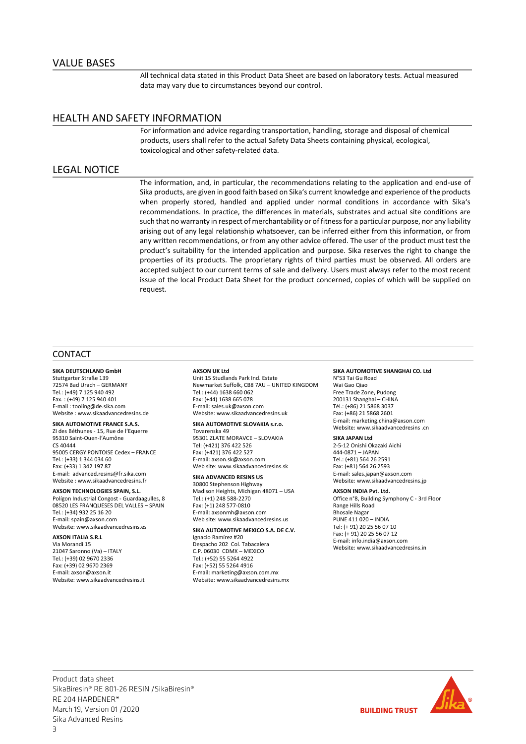## VALUE BASES

All technical data stated in this Product Data Sheet are based on laboratory tests. Actual measured data may vary due to circumstances beyond our control.

## HEALTH AND SAFETY INFORMATION

For information and advice regarding transportation, handling, storage and disposal of chemical products, users shall refer to the actual Safety Data Sheets containing physical, ecological, toxicological and other safety-related data.

## LEGAL NOTICE

The information, and, in particular, the recommendations relating to the application and end-use of Sika products, are given in good faith based on Sika's current knowledge and experience of the products when properly stored, handled and applied under normal conditions in accordance with Sika's recommendations. In practice, the differences in materials, substrates and actual site conditions are such that no warranty in respect of merchantability or of fitness for a particular purpose, nor any liability arising out of any legal relationship whatsoever, can be inferred either from this information, or from any written recommendations, or from any other advice offered. The user of the product must test the product's suitability for the intended application and purpose. Sika reserves the right to change the properties of its products. The proprietary rights of third parties must be observed. All orders are accepted subject to our current terms of sale and delivery. Users must always refer to the most recent issue of the local Product Data Sheet for the product concerned, copies of which will be supplied on request.

## CONTACT

**SIKA DEUTSCHLAND GmbH**
Stuttgarter Straße 139
72574 Bad Urach – GERMANY
Tel.: (+49) 7 125 940 492
Fax. : (+49) 7 125 940 401
E-mail : tooling@de.sika.com
Website : www.sikaadvancedresins.de

**SIKA AUTOMOTIVE FRANCE S.A.S.**
ZI des Béthunes - 15, Rue de l'Equerre
95310 Saint-Ouen-l'Aumône
CS 40444
95005 CERGY PONTOISE Cedex – FRANCE
Tel.: (+33) 1 344 034 60
Fax: (+33) 1 342 197 87
E-mail: advanced.resins@fr.sika.com
Website : www.sikaadvancedresins.fr

**AXSON TECHNOLOGIES SPAIN, S.L.**
Polígon Industrial Congost - Guardaagulles, 8
08520 LES FRANQUESES DEL VALLES – SPAIN
Tel.: (+34) 932 25 16 20
E-mail: spain@axson.com
Website: www.sikaadvancedresins.es

**AXSON ITALIA S.R.L**
Via Morandi 15
21047 Saronno (Va) – ITALY
Tel.: (+39) 02 9670 2336
Fax: (+39) 02 9670 2369
E-mail: axson@axson.it
Website: www.sikaadvancedresins.it

**AXSON UK Ltd**
Unit 15 Studlands Park Ind. Estate
Newmarket Suffolk, CB8 7AU – UNITED KINGDOM
Tel.: (+44) 1638 660 062
Fax: (+44) 1638 665 078
E-mail: sales.uk@axson.com
Website: www.sikaadvancedresins.uk

**SIKA AUTOMOTIVE SLOVAKIA s.r.o.**
Tovarenska 49
95301 ZLATE MORAVCE – SLOVAKIA
Tel: (+421) 376 422 526
Fax: (+421) 376 422 527
E-mail: axson.sk@axson.com
Web site: www.sikaadvancedresins.sk

**SIKA ADVANCED RESINS US**
30800 Stephenson Highway
Madison Heights, Michigan 48071 – USA
Tel.: (+1) 248 588-2270
Fax: (+1) 248 577-0810
E-mail: axsonmh@axson.com
Web site: www.sikaadvancedresins.us

**SIKA AUTOMOTIVE MEXICO S.A. DE C.V.**
Ignacio Ramírez #20
Despacho 202 Col. Tabacalera
C.P. 06030 CDMX – MEXICO
Tel.: (+52) 55 5264 4922
Fax: (+52) 55 5264 4916
E-mail: marketing@axson.com.mx
Website: www.sikaadvancedresins.mx

**SIKA AUTOMOTIVE SHANGHAI CO. Ltd**
N°53 Tai Gu Road
Wai Gao Qiao
Free Trade Zone, Pudong
200131 Shanghai – CHINA
Tél.: (+86) 21 5868 3037
Fax: (+86) 21 5868 2601
E-mail: marketing.china@axson.com
Website: www.sikaadvancedresins .cn

**SIKA JAPAN Ltd**
2-5-12 Onishi Okazaki Aichi
444-0871 – JAPAN
Tel.: (+81) 564 26 2591
Fax: (+81) 564 26 2593
E-mail: sales.japan@axson.com
Website: www.sikaadvancedresins.jp

**AXSON INDIA Pvt. Ltd.**
Office n°8, Building Symphony C - 3rd Floor
Range Hills Road
Bhosale Nagar
PUNE 411 020 – INDIA
Tel: (+ 91) 20 25 56 07 10
Fax: (+ 91) 20 25 56 07 12
E-mail: info.india@axson.com
Website: www.sikaadvancedresins.in